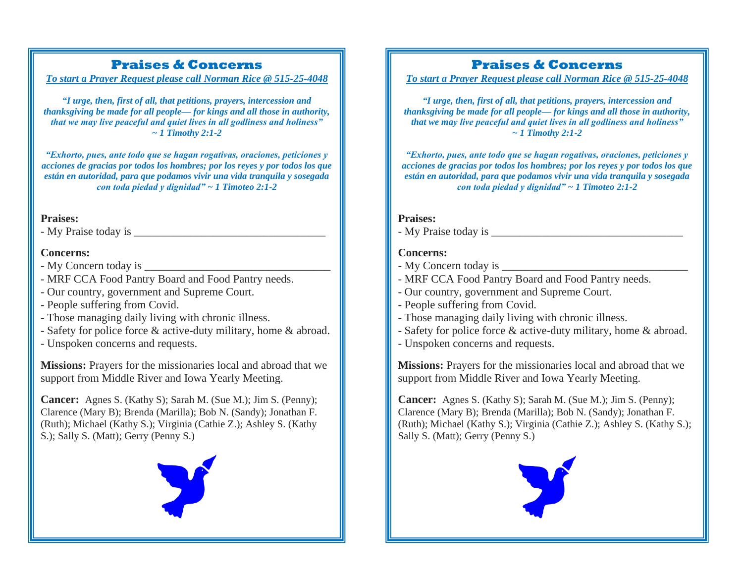## Praises & Concerns

*To start a Prayer Request please call Norman Rice @ 515-25-4048*

***"I urge, then, first of all, that petitions, prayers, intercession and thanksgiving be made for all people— for kings and all those in authority, that we may live peaceful and quiet lives in all godliness and holiness" ~ 1 Timothy 2:1-2***

***"Exhorto, pues, ante todo que se hagan rogativas, oraciones, peticiones y acciones de gracias por todos los hombres; por los reyes y por todos los que están en autoridad, para que podamos vivir una vida tranquila y sosegada con toda piedad y dignidad" ~ 1 Timoteo 2:1-2***

**Praises:**

- My Praise today is ___________________________________

**Concerns:**

- My Concern today is _________________________________
- MRF CCA Food Pantry Board and Food Pantry needs.
- Our country, government and Supreme Court.
- People suffering from Covid.
- Those managing daily living with chronic illness.
- Safety for police force & active-duty military, home & abroad.
- Unspoken concerns and requests.

**Missions:** Prayers for the missionaries local and abroad that we support from Middle River and Iowa Yearly Meeting.

**Cancer:** Agnes S. (Kathy S); Sarah M. (Sue M.); Jim S. (Penny); Clarence (Mary B); Brenda (Marilla); Bob N. (Sandy); Jonathan F. (Ruth); Michael (Kathy S.); Virginia (Cathie Z.); Ashley S. (Kathy S.); Sally S. (Matt); Gerry (Penny S.)

## Praises & Concerns

*To start a Prayer Request please call Norman Rice @ 515-25-4048*

***"I urge, then, first of all, that petitions, prayers, intercession and thanksgiving be made for all people— for kings and all those in authority, that we may live peaceful and quiet lives in all godliness and holiness" ~ 1 Timothy 2:1-2***

***"Exhorto, pues, ante todo que se hagan rogativas, oraciones, peticiones y acciones de gracias por todos los hombres; por los reyes y por todos los que están en autoridad, para que podamos vivir una vida tranquila y sosegada con toda piedad y dignidad" ~ 1 Timoteo 2:1-2***

**Praises:**

- My Praise today is ___________________________________

**Concerns:**

- My Concern today is _________________________________
- MRF CCA Food Pantry Board and Food Pantry needs.
- Our country, government and Supreme Court.
- People suffering from Covid.
- Those managing daily living with chronic illness.
- Safety for police force & active-duty military, home & abroad.
- Unspoken concerns and requests.

**Missions:** Prayers for the missionaries local and abroad that we support from Middle River and Iowa Yearly Meeting.

**Cancer:** Agnes S. (Kathy S); Sarah M. (Sue M.); Jim S. (Penny); Clarence (Mary B); Brenda (Marilla); Bob N. (Sandy); Jonathan F. (Ruth); Michael (Kathy S.); Virginia (Cathie Z.); Ashley S. (Kathy S.); Sally S. (Matt); Gerry (Penny S.)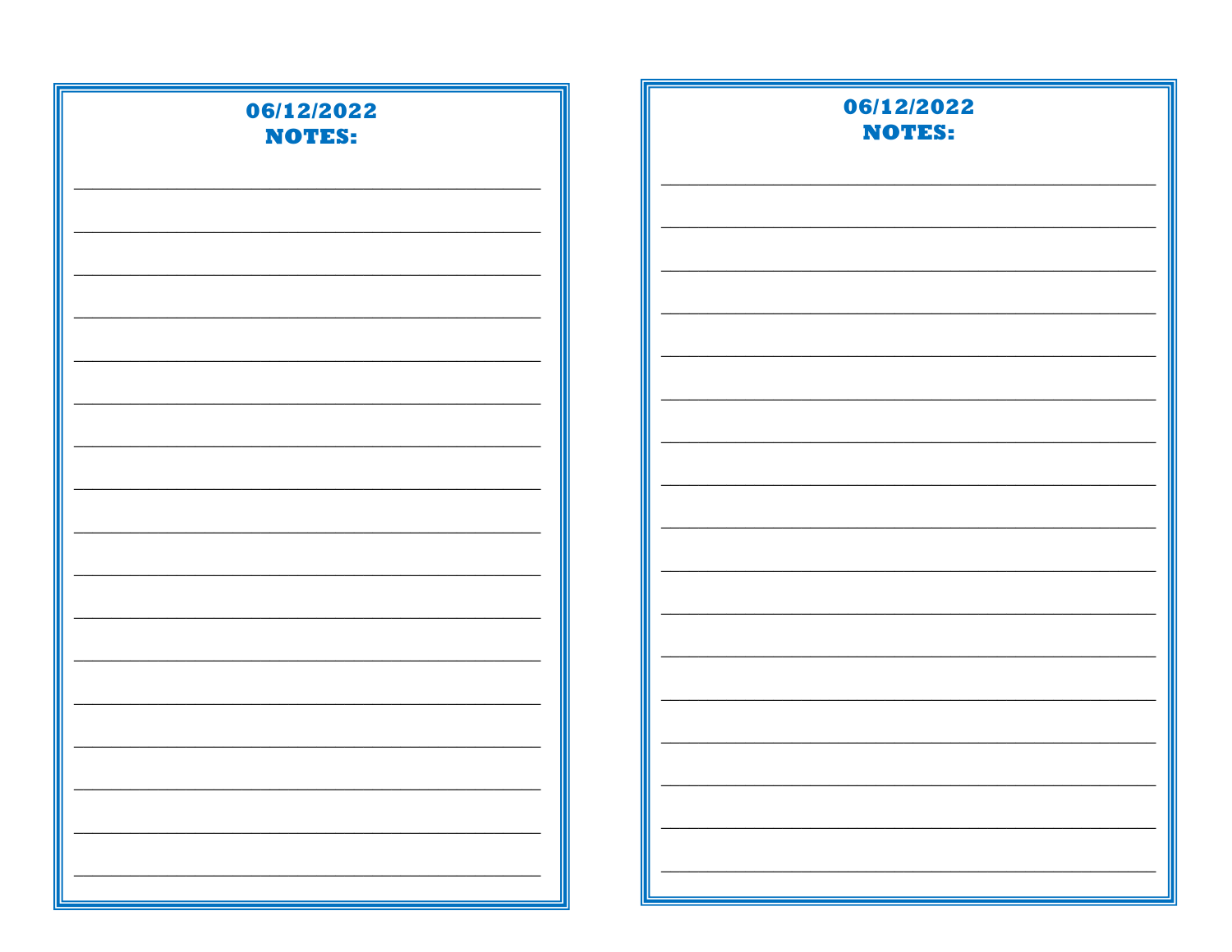**06/12/2022**
**NOTES:**

**06/12/2022**
**NOTES:**